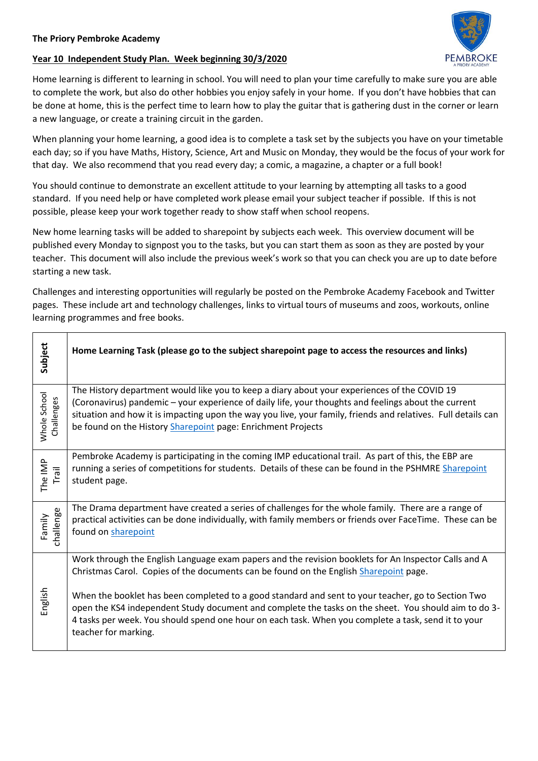**The Priory Pembroke Academy**

**Year 10 Independent Study Plan. Week beginning 30/3/2020**

Home learning is different to learning in school. You will need to plan your time carefully to make sure you are able to complete the work, but also do other hobbies you enjoy safely in your home. If you don't have hobbies that can be done at home, this is the perfect time to learn how to play the guitar that is gathering dust in the corner or learn a new language, or create a training circuit in the garden.

When planning your home learning, a good idea is to complete a task set by the subjects you have on your timetable each day; so if you have Maths, History, Science, Art and Music on Monday, they would be the focus of your work for that day. We also recommend that you read every day; a comic, a magazine, a chapter or a full book!

You should continue to demonstrate an excellent attitude to your learning by attempting all tasks to a good standard. If you need help or have completed work please email your subject teacher if possible. If this is not possible, please keep your work together ready to show staff when school reopens.

New home learning tasks will be added to sharepoint by subjects each week. This overview document will be published every Monday to signpost you to the tasks, but you can start them as soon as they are posted by your teacher. This document will also include the previous week's work so that you can check you are up to date before starting a new task.

Challenges and interesting opportunities will regularly be posted on the Pembroke Academy Facebook and Twitter pages. These include art and technology challenges, links to virtual tours of museums and zoos, workouts, online learning programmes and free books.

| Subject | Home Learning Task (please go to the subject sharepoint page to access the resources and links) |
|---|---|
| Whole School Challenges | The History department would like you to keep a diary about your experiences of the COVID 19 (Coronavirus) pandemic – your experience of daily life, your thoughts and feelings about the current situation and how it is impacting upon the way you live, your family, friends and relatives. Full details can be found on the History Sharepoint page: Enrichment Projects |
| The IMP Trail | Pembroke Academy is participating in the coming IMP educational trail. As part of this, the EBP are running a series of competitions for students. Details of these can be found in the PSHMRE Sharepoint student page. |
| Family challenge | The Drama department have created a series of challenges for the whole family. There are a range of practical activities can be done individually, with family members or friends over FaceTime. These can be found on sharepoint |
| English | Work through the English Language exam papers and the revision booklets for An Inspector Calls and A Christmas Carol. Copies of the documents can be found on the English Sharepoint page.<br><br>When the booklet has been completed to a good standard and sent to your teacher, go to Section Two open the KS4 independent Study document and complete the tasks on the sheet. You should aim to do 3-4 tasks per week. You should spend one hour on each task. When you complete a task, send it to your teacher for marking. |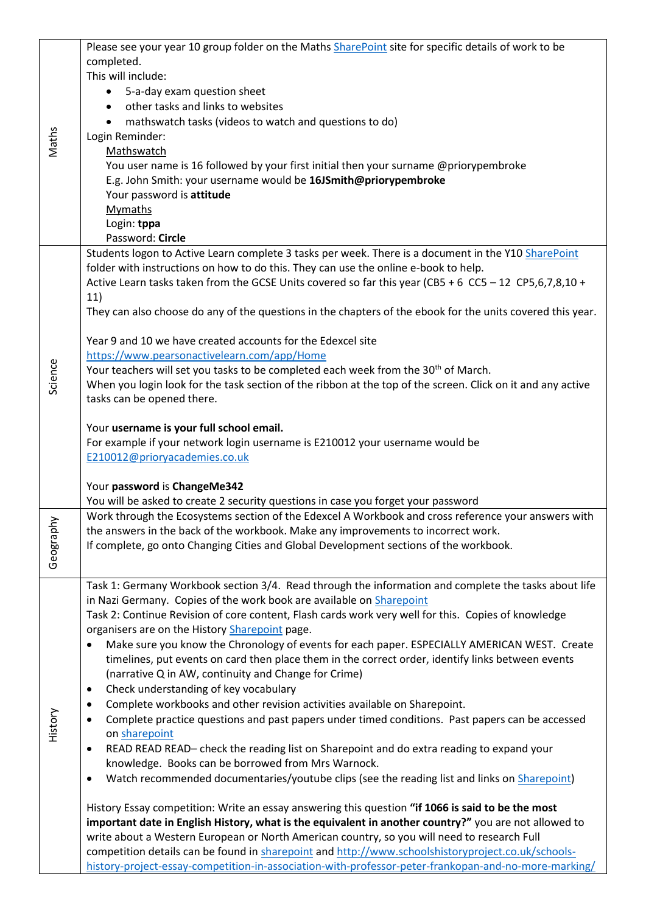| | |
|---|---|
| Maths | Please see your year 10 group folder on the Maths SharePoint site for specific details of work to be completed.<br>This will include:<br>• 5-a-day exam question sheet<br>• other tasks and links to websites<br>• mathswatch tasks (videos to watch and questions to do)<br>Login Reminder:<br>Mathswatch<br>You user name is 16 followed by your first initial then your surname @priorypembroke<br>E.g. John Smith: your username would be **16JSmith@priorypembroke**<br>Your password is **attitude**<br>Mymaths<br>Login: **tppa**<br>Password: **Circle** |
| Science | Students logon to Active Learn complete 3 tasks per week. There is a document in the Y10 SharePoint folder with instructions on how to do this. They can use the online e-book to help.<br>Active Learn tasks taken from the GCSE Units covered so far this year (CB5 + 6 CC5 – 12 CP5,6,7,8,10 + 11)<br>They can also choose do any of the questions in the chapters of the ebook for the units covered this year.<br><br>Year 9 and 10 we have created accounts for the Edexcel site<br>https://www.pearsonactivelearn.com/app/Home<br>Your teachers will set you tasks to be completed each week from the 30th of March.<br>When you login look for the task section of the ribbon at the top of the screen. Click on it and any active tasks can be opened there.<br><br>Your **username is your full school email.**<br>For example if your network login username is E210012 your username would be E210012@prioryacademies.co.uk<br><br>Your **password** is **ChangeMe342**<br>You will be asked to create 2 security questions in case you forget your password |
| Geography | Work through the Ecosystems section of the Edexcel A Workbook and cross reference your answers with the answers in the back of the workbook. Make any improvements to incorrect work.<br>If complete, go onto Changing Cities and Global Development sections of the workbook. |
| History | Task 1: Germany Workbook section 3/4. Read through the information and complete the tasks about life in Nazi Germany. Copies of the work book are available on Sharepoint<br>Task 2: Continue Revision of core content, Flash cards work very well for this. Copies of knowledge organisers are on the History Sharepoint page.<br>• Make sure you know the Chronology of events for each paper. ESPECIALLY AMERICAN WEST. Create timelines, put events on card then place them in the correct order, identify links between events (narrative Q in AW, continuity and Change for Crime)<br>• Check understanding of key vocabulary<br>• Complete workbooks and other revision activities available on Sharepoint.<br>• Complete practice questions and past papers under timed conditions. Past papers can be accessed on sharepoint<br>• READ READ READ– check the reading list on Sharepoint and do extra reading to expand your knowledge. Books can be borrowed from Mrs Warnock.<br>• Watch recommended documentaries/youtube clips (see the reading list and links on Sharepoint)<br><br>History Essay competition: Write an essay answering this question **"if 1066 is said to be the most important date in English History, what is the equivalent in another country?"** you are not allowed to write about a Western European or North American country, so you will need to research Full competition details can be found in sharepoint and http://www.schoolshistoryproject.co.uk/schools-history-project-essay-competition-in-association-with-professor-peter-frankopan-and-no-more-marking/ |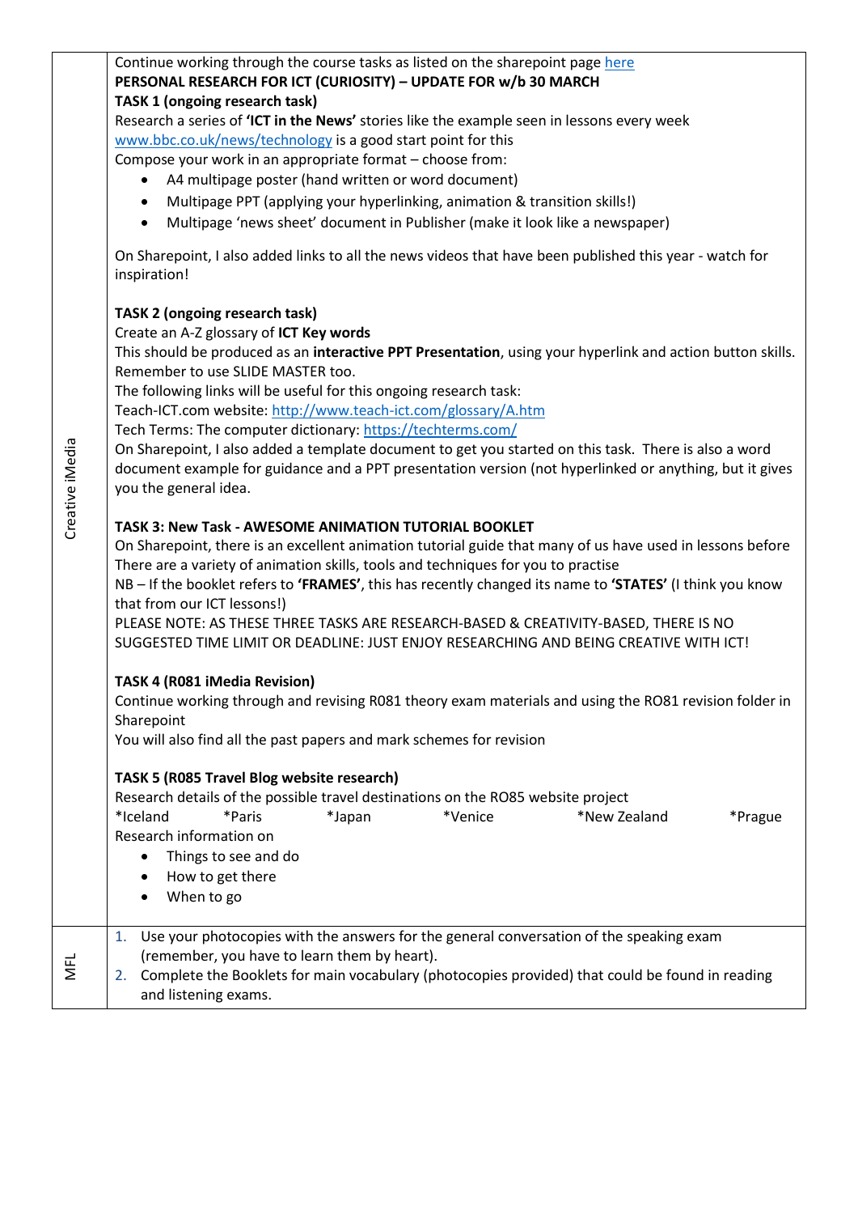| | |
|---|---|
| Creative iMedia | Continue working through the course tasks as listed on the sharepoint page here<br>**PERSONAL RESEARCH FOR ICT (CURIOSITY) – UPDATE FOR w/b 30 MARCH**<br>**TASK 1 (ongoing research task)**<br>Research a series of **'ICT in the News'** stories like the example seen in lessons every week<br>www.bbc.co.uk/news/technology is a good start point for this<br>Compose your work in an appropriate format – choose from:<br>• A4 multipage poster (hand written or word document)<br>• Multipage PPT (applying your hyperlinking, animation & transition skills!)<br>• Multipage 'news sheet' document in Publisher (make it look like a newspaper)<br><br>On Sharepoint, I also added links to all the news videos that have been published this year - watch for inspiration!<br><br>**TASK 2 (ongoing research task)**<br>Create an A-Z glossary of **ICT Key words**<br>This should be produced as an **interactive PPT Presentation**, using your hyperlink and action button skills. Remember to use SLIDE MASTER too.<br>The following links will be useful for this ongoing research task:<br>Teach-ICT.com website: http://www.teach-ict.com/glossary/A.htm<br>Tech Terms: The computer dictionary: https://techterms.com/<br>On Sharepoint, I also added a template document to get you started on this task. There is also a word document example for guidance and a PPT presentation version (not hyperlinked or anything, but it gives you the general idea.<br><br>**TASK 3: New Task - AWESOME ANIMATION TUTORIAL BOOKLET**<br>On Sharepoint, there is an excellent animation tutorial guide that many of us have used in lessons before<br>There are a variety of animation skills, tools and techniques for you to practise<br>NB – If the booklet refers to **'FRAMES'**, this has recently changed its name to **'STATES'** (I think you know that from our ICT lessons!)<br>PLEASE NOTE: AS THESE THREE TASKS ARE RESEARCH-BASED & CREATIVITY-BASED, THERE IS NO SUGGESTED TIME LIMIT OR DEADLINE: JUST ENJOY RESEARCHING AND BEING CREATIVE WITH ICT!<br><br>**TASK 4 (R081 iMedia Revision)**<br>Continue working through and revising R081 theory exam materials and using the RO81 revision folder in Sharepoint<br>You will also find all the past papers and mark schemes for revision<br><br>**TASK 5 (R085 Travel Blog website research)**<br>Research details of the possible travel destinations on the RO85 website project<br>*Iceland *Paris *Japan *Venice *New Zealand *Prague<br>Research information on<br>• Things to see and do<br>• How to get there<br>• When to go |
| MFL | 1. Use your photocopies with the answers for the general conversation of the speaking exam (remember, you have to learn them by heart).<br>2. Complete the Booklets for main vocabulary (photocopies provided) that could be found in reading and listening exams. |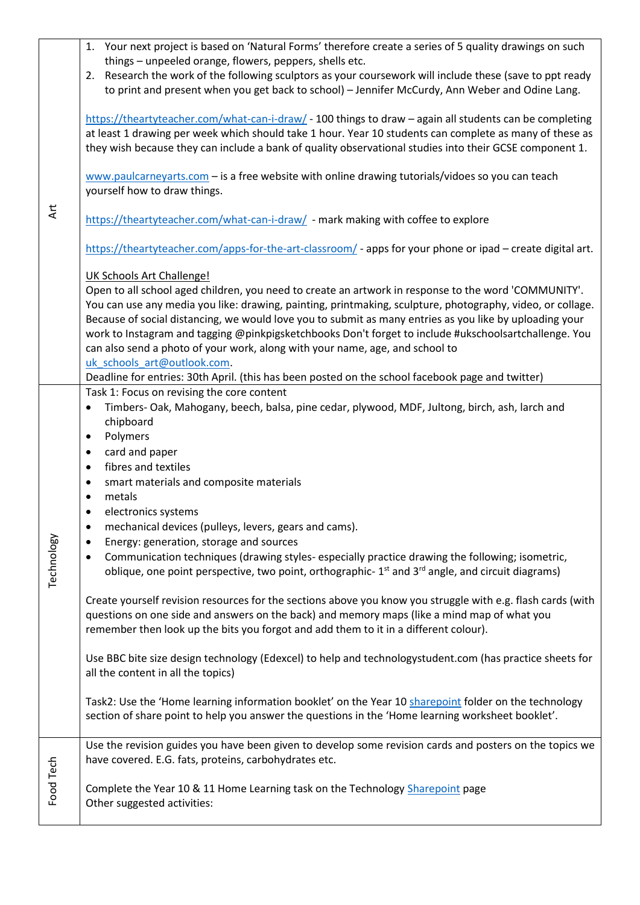| | |
|---|---|
| Art | 1. Your next project is based on 'Natural Forms' therefore create a series of 5 quality drawings on such things – unpeeled orange, flowers, peppers, shells etc.<br>2. Research the work of the following sculptors as your coursework will include these (save to ppt ready to print and present when you get back to school) – Jennifer McCurdy, Ann Weber and Odine Lang.<br><br>https://theartyteacher.com/what-can-i-draw/ - 100 things to draw – again all students can be completing at least 1 drawing per week which should take 1 hour. Year 10 students can complete as many of these as they wish because they can include a bank of quality observational studies into their GCSE component 1.<br><br>www.paulcarneyarts.com – is a free website with online drawing tutorials/vidoes so you can teach yourself how to draw things.<br><br>https://theartyteacher.com/what-can-i-draw/ - mark making with coffee to explore<br><br>https://theartyteacher.com/apps-for-the-art-classroom/ - apps for your phone or ipad – create digital art.<br><br>UK Schools Art Challenge!<br>Open to all school aged children, you need to create an artwork in response to the word 'COMMUNITY'. You can use any media you like: drawing, painting, printmaking, sculpture, photography, video, or collage. Because of social distancing, we would love you to submit as many entries as you like by uploading your work to Instagram and tagging @pinkpigsketchbooks Don't forget to include #ukschoolsartchallenge. You can also send a photo of your work, along with your name, age, and school to uk_schools_art@outlook.com.<br>Deadline for entries: 30th April. (this has been posted on the school facebook page and twitter) |
| Technology | Task 1: Focus on revising the core content<br>• Timbers- Oak, Mahogany, beech, balsa, pine cedar, plywood, MDF, Jultong, birch, ash, larch and chipboard<br>• Polymers<br>• card and paper<br>• fibres and textiles<br>• smart materials and composite materials<br>• metals<br>• electronics systems<br>• mechanical devices (pulleys, levers, gears and cams).<br>• Energy: generation, storage and sources<br>• Communication techniques (drawing styles- especially practice drawing the following; isometric, oblique, one point perspective, two point, orthographic- 1st and 3rd angle, and circuit diagrams)<br><br>Create yourself revision resources for the sections above you know you struggle with e.g. flash cards (with questions on one side and answers on the back) and memory maps (like a mind map of what you remember then look up the bits you forgot and add them to it in a different colour).<br><br>Use BBC bite size design technology (Edexcel) to help and technologystudent.com (has practice sheets for all the content in all the topics)<br><br>Task2: Use the 'Home learning information booklet' on the Year 10 sharepoint folder on the technology section of share point to help you answer the questions in the 'Home learning worksheet booklet'. |
| Food Tech | Use the revision guides you have been given to develop some revision cards and posters on the topics we have covered. E.G. fats, proteins, carbohydrates etc.<br><br>Complete the Year 10 & 11 Home Learning task on the Technology Sharepoint page<br>Other suggested activities: |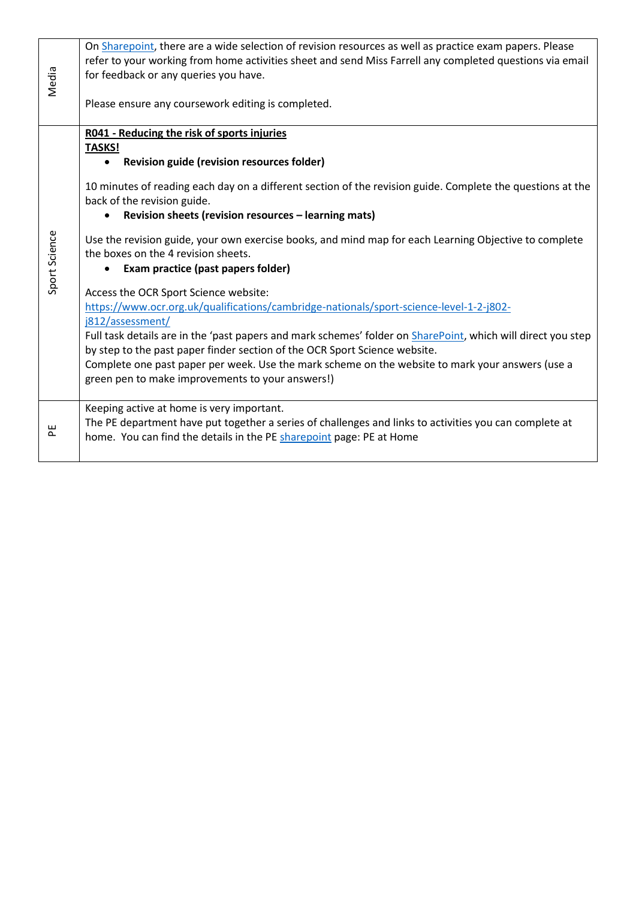| | |
|---|---|
| Media | On [Sharepoint](), there are a wide selection of revision resources as well as practice exam papers. Please refer to your working from home activities sheet and send Miss Farrell any completed questions via email for feedback or any queries you have.<br><br>Please ensure any coursework editing is completed. |
| Sport Science | **R041 - Reducing the risk of sports injuries**<br>**TASKS!**<br>• **Revision guide (revision resources folder)**<br><br>10 minutes of reading each day on a different section of the revision guide. Complete the questions at the back of the revision guide.<br>• **Revision sheets (revision resources – learning mats)**<br><br>Use the revision guide, your own exercise books, and mind map for each Learning Objective to complete the boxes on the 4 revision sheets.<br>• **Exam practice (past papers folder)**<br><br>Access the OCR Sport Science website:<br>https://www.ocr.org.uk/qualifications/cambridge-nationals/sport-science-level-1-2-j802-j812/assessment/<br>Full task details are in the 'past papers and mark schemes' folder on [SharePoint](), which will direct you step by step to the past paper finder section of the OCR Sport Science website.<br>Complete one past paper per week. Use the mark scheme on the website to mark your answers (use a green pen to make improvements to your answers!) |
| PE | Keeping active at home is very important.<br>The PE department have put together a series of challenges and links to activities you can complete at home. You can find the details in the PE [sharepoint]() page: PE at Home |